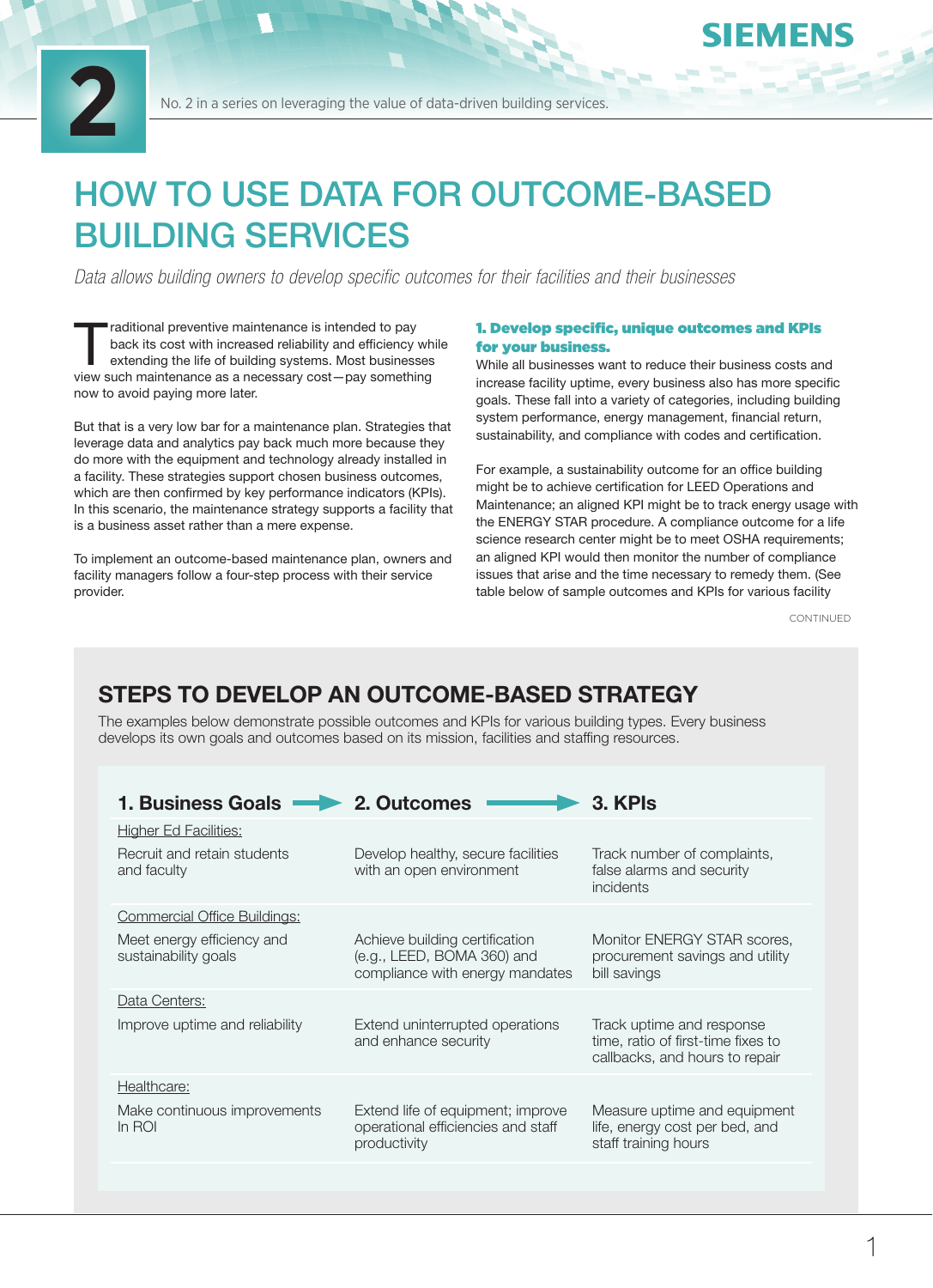No. 2 in a series on leveraging the value of data-driven building services.

# HOW TO USE DATA FOR OUTCOME-BASED BUILDING SERVICES

*Data allows building owners to develop specific outcomes for their facilities and their businesses*

Traditional preventive maintenance is intended to pay back its cost with increased reliability and efficiency while extending the life of building systems. Most businesses view such maintenance as a necessary cost—pay something now to avoid paying more later.

But that is a very low bar for a maintenance plan. Strategies that leverage data and analytics pay back much more because they do more with the equipment and technology already installed in a facility. These strategies support chosen business outcomes, which are then confirmed by key performance indicators (KPIs). In this scenario, the maintenance strategy supports a facility that is a business asset rather than a mere expense.

To implement an outcome-based maintenance plan, owners and facility managers follow a four-step process with their service provider.

### 1. Develop specific, unique outcomes and KPIs for your business.

While all businesses want to reduce their business costs and increase facility uptime, every business also has more specific goals. These fall into a variety of categories, including building system performance, energy management, financial return, sustainability, and compliance with codes and certification.

For example, a sustainability outcome for an office building might be to achieve certification for LEED Operations and Maintenance; an aligned KPI might be to track energy usage with the ENERGY STAR procedure. A compliance outcome for a life science research center might be to meet OSHA requirements; an aligned KPI would then monitor the number of compliance issues that arise and the time necessary to remedy them. (See table below of sample outcomes and KPIs for various facility

CONTINUED

## STEPS TO DEVELOP AN OUTCOME-BASED STRATEGY

The examples below demonstrate possible outcomes and KPIs for various building types. Every business develops its own goals and outcomes based on its mission, facilities and staffing resources.

| 1. Business Goals | 2. Outcomes | 3. KPIs |
|---|---|---|
| Higher Ed Facilities: | | |
| Recruit and retain students and faculty | Develop healthy, secure facilities with an open environment | Track number of complaints, false alarms and security incidents |
| Commercial Office Buildings: | | |
| Meet energy efficiency and sustainability goals | Achieve building certification (e.g., LEED, BOMA 360) and compliance with energy mandates | Monitor ENERGY STAR scores, procurement savings and utility bill savings |
| Data Centers: | | |
| Improve uptime and reliability | Extend uninterrupted operations and enhance security | Track uptime and response time, ratio of first-time fixes to callbacks, and hours to repair |
| Healthcare: | | |
| Make continuous improvements In ROI | Extend life of equipment; improve operational efficiencies and staff productivity | Measure uptime and equipment life, energy cost per bed, and staff training hours |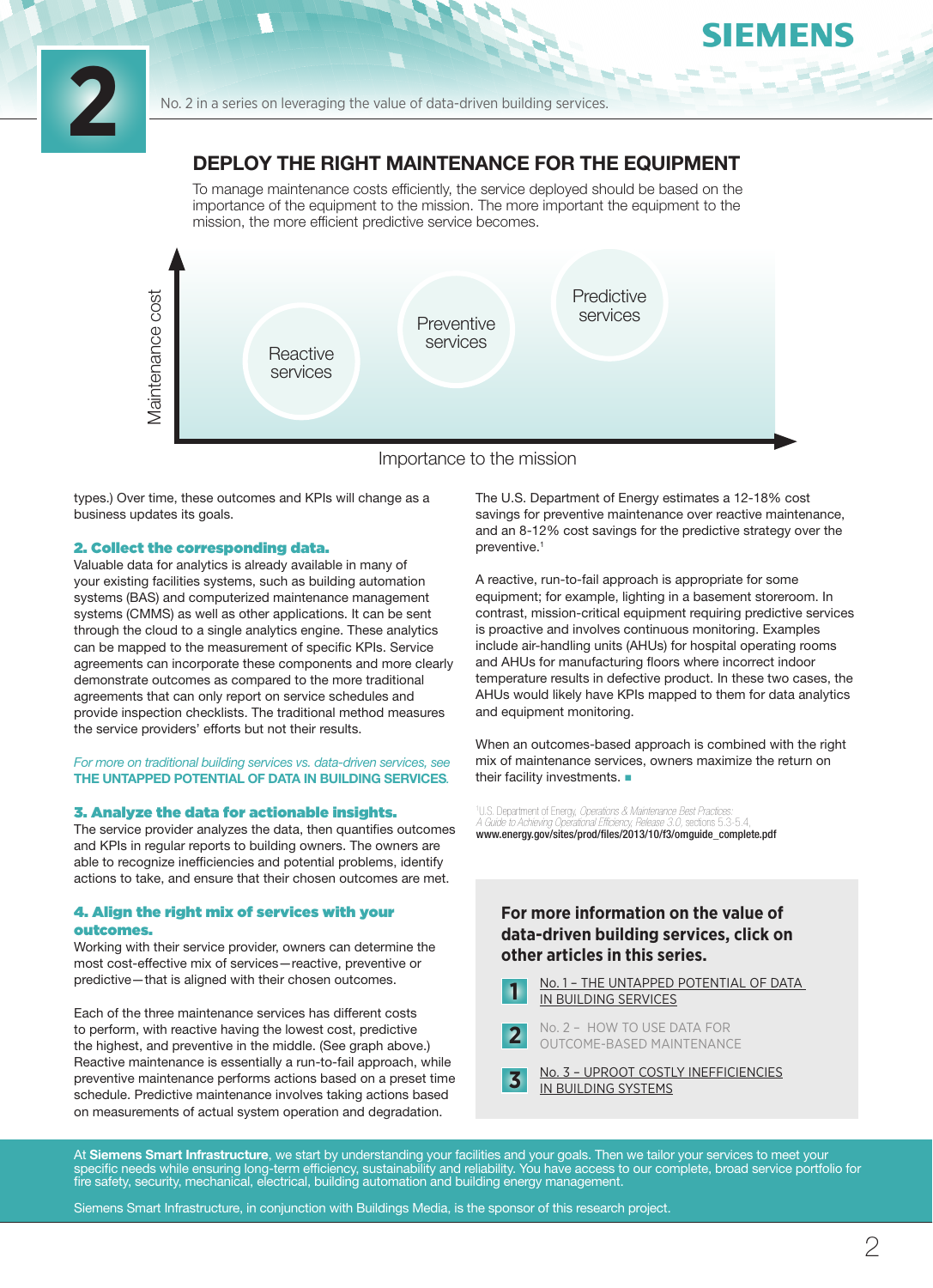No. 2 in a series on leveraging the value of data-driven building services.

## DEPLOY THE RIGHT MAINTENANCE FOR THE EQUIPMENT

To manage maintenance costs efficiently, the service deployed should be based on the importance of the equipment to the mission. The more important the equipment to the mission, the more efficient predictive service becomes.

Maintenance cost

Reactive services

Preventive services

Predictive services

Importance to the mission

types.) Over time, these outcomes and KPIs will change as a business updates its goals.

### 2. Collect the corresponding data.

Valuable data for analytics is already available in many of your existing facilities systems, such as building automation systems (BAS) and computerized maintenance management systems (CMMS) as well as other applications. It can be sent through the cloud to a single analytics engine. These analytics can be mapped to the measurement of specific KPIs. Service agreements can incorporate these components and more clearly demonstrate outcomes as compared to the more traditional agreements that can only report on service schedules and provide inspection checklists. The traditional method measures the service providers' efforts but not their results.

*For more on traditional building services vs. data-driven services, see* **THE UNTAPPED POTENTIAL OF DATA IN BUILDING SERVICES**.

### 3. Analyze the data for actionable insights.

The service provider analyzes the data, then quantifies outcomes and KPIs in regular reports to building owners. The owners are able to recognize inefficiencies and potential problems, identify actions to take, and ensure that their chosen outcomes are met.

### 4. Align the right mix of services with your outcomes.

Working with their service provider, owners can determine the most cost-effective mix of services—reactive, preventive or predictive—that is aligned with their chosen outcomes.

Each of the three maintenance services has different costs to perform, with reactive having the lowest cost, predictive the highest, and preventive in the middle. (See graph above.) Reactive maintenance is essentially a run-to-fail approach, while preventive maintenance performs actions based on a preset time schedule. Predictive maintenance involves taking actions based on measurements of actual system operation and degradation.

The U.S. Department of Energy estimates a 12-18% cost savings for preventive maintenance over reactive maintenance, and an 8-12% cost savings for the predictive strategy over the preventive.[1]

A reactive, run-to-fail approach is appropriate for some equipment; for example, lighting in a basement storeroom. In contrast, mission-critical equipment requiring predictive services is proactive and involves continuous monitoring. Examples include air-handling units (AHUs) for hospital operating rooms and AHUs for manufacturing floors where incorrect indoor temperature results in defective product. In these two cases, the AHUs would likely have KPIs mapped to them for data analytics and equipment monitoring.

When an outcomes-based approach is combined with the right mix of maintenance services, owners maximize the return on their facility investments. ■

[1]U.S. Department of Energy, *Operations & Maintenance Best Practices: A Guide to Achieving Operational Efficiency, Release 3.0,* sections 5.3-5.4, www.energy.gov/sites/prod/files/2013/10/f3/omguide_complete.pdf

**For more information on the value of data-driven building services, click on other articles in this series.**

1. No. 1 – THE UNTAPPED POTENTIAL OF DATA IN BUILDING SERVICES
2. No. 2 – HOW TO USE DATA FOR OUTCOME-BASED MAINTENANCE
3. No. 3 – UPROOT COSTLY INEFFICIENCIES IN BUILDING SYSTEMS

At **Siemens Smart Infrastructure**, we start by understanding your facilities and your goals. Then we tailor your services to meet your specific needs while ensuring long-term efficiency, sustainability and reliability. You have access to our complete, broad service portfolio for fire safety, security, mechanical, electrical, building automation and building energy management.

Siemens Smart Infrastructure, in conjunction with Buildings Media, is the sponsor of this research project.